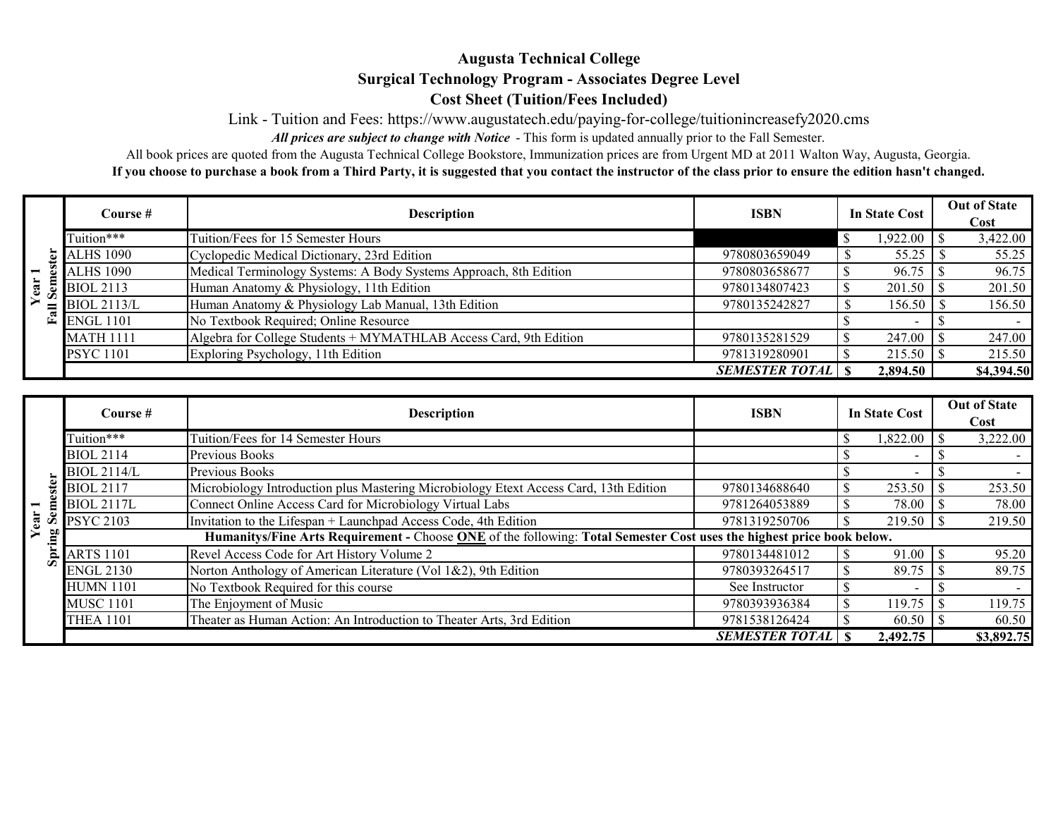# Augusta Technical College

## Surgical Technology Program - Associates Degree Level

## Cost Sheet (Tuition/Fees Included)

Link - Tuition and Fees: https://www.augustatech.edu/paying-for-college/tuitionincreasefy2020.cms

***All prices are subject to change with Notice*** - This form is updated annually prior to the Fall Semester.

All book prices are quoted from the Augusta Technical College Bookstore, Immunization prices are from Urgent MD at 2011 Walton Way, Augusta, Georgia.

**If you choose to purchase a book from a Third Party, it is suggested that you contact the instructor of the class prior to ensure the edition hasn't changed.**

| Year 1 Fall Semester | Course # | Description | ISBN | In State Cost | Out of State Cost |
|---|---|---|---|---|---|
| | Tuition*** | Tuition/Fees for 15 Semester Hours | | $ 1,922.00 | $ 3,422.00 |
| | ALHS 1090 | Cyclopedic Medical Dictionary, 23rd Edition | 9780803659049 | $ 55.25 | $ 55.25 |
| | ALHS 1090 | Medical Terminology Systems: A Body Systems Approach, 8th Edition | 9780803658677 | $ 96.75 | $ 96.75 |
| | BIOL 2113 | Human Anatomy & Physiology, 11th Edition | 9780134807423 | $ 201.50 | $ 201.50 |
| | BIOL 2113/L | Human Anatomy & Physiology Lab Manual, 13th Edition | 9780135242827 | $ 156.50 | $ 156.50 |
| | ENGL 1101 | No Textbook Required; Online Resource | | $ - | $ - |
| | MATH 1111 | Algebra for College Students + MYMATHLAB Access Card, 9th Edition | 9780135281529 | $ 247.00 | $ 247.00 |
| | PSYC 1101 | Exploring Psychology, 11th Edition | 9781319280901 | $ 215.50 | $ 215.50 |
| | | | ***SEMESTER TOTAL*** | **$ 2,894.50** | **$4,394.50** |

| Year 1 Spring Semester | Course # | Description | ISBN | In State Cost | Out of State Cost |
|---|---|---|---|---|---|
| | Tuition*** | Tuition/Fees for 14 Semester Hours | | $ 1,822.00 | $ 3,222.00 |
| | BIOL 2114 | Previous Books | | $ - | $ - |
| | BIOL 2114/L | Previous Books | | $ - | $ - |
| | BIOL 2117 | Microbiology Introduction plus Mastering Microbiology Etext Access Card, 13th Edition | 9780134688640 | $ 253.50 | $ 253.50 |
| | BIOL 2117L | Connect Online Access Card for Microbiology Virtual Labs | 9781264053889 | $ 78.00 | $ 78.00 |
| | PSYC 2103 | Invitation to the Lifespan + Launchpad Access Code, 4th Edition | 9781319250706 | $ 219.50 | $ 219.50 |
| | **Humanitys/Fine Arts Requirement -** Choose <u>**ONE**</u> of the following: **Total Semester Cost uses the highest price book below.** | | | | |
| | ARTS 1101 | Revel Access Code for Art History Volume 2 | 9780134481012 | $ 91.00 | $ 95.20 |
| | ENGL 2130 | Norton Anthology of American Literature (Vol 1&2), 9th Edition | 9780393264517 | $ 89.75 | $ 89.75 |
| | HUMN 1101 | No Textbook Required for this course | See Instructor | $ - | $ - |
| | MUSC 1101 | The Enjoyment of Music | 9780393936384 | $ 119.75 | $ 119.75 |
| | THEA 1101 | Theater as Human Action: An Introduction to Theater Arts, 3rd Edition | 9781538126424 | $ 60.50 | $ 60.50 |
| | | | ***SEMESTER TOTAL*** | **$ 2,492.75** | **$3,892.75** |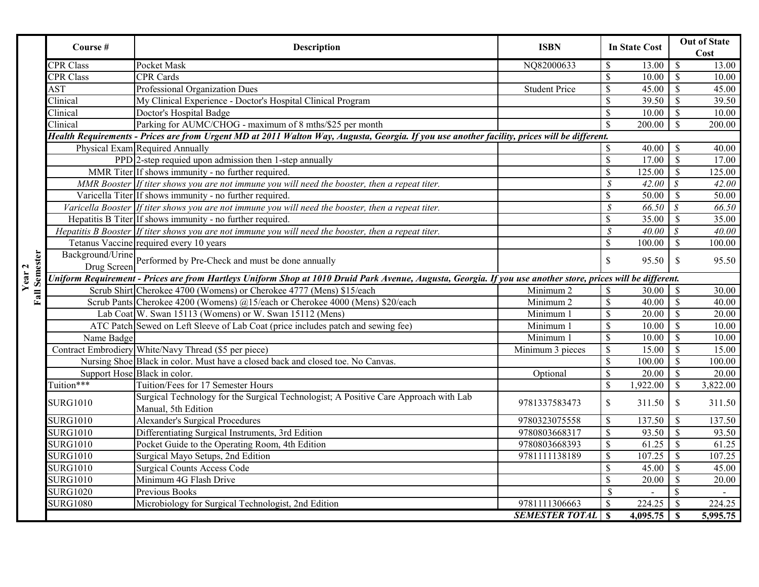| Year 2 Fall Semester | Course # | Description | ISBN | In State Cost | Out of State Cost |
|---|---|---|---|---|---|
| | CPR Class | Pocket Mask | NQ82000633 | $ 13.00 | $ 13.00 |
| | CPR Class | CPR Cards | | $ 10.00 | $ 10.00 |
| | AST | Professional Organization Dues | Student Price | $ 45.00 | $ 45.00 |
| | Clinical | My Clinical Experience - Doctor's Hospital Clinical Program | | $ 39.50 | $ 39.50 |
| | Clinical | Doctor's Hospital Badge | | $ 10.00 | $ 10.00 |
| | Clinical | Parking for AUMC/CHOG - maximum of 8 mths/$25 per month | | $ 200.00 | $ 200.00 |
| | ***Health Requirements - Prices are from Urgent MD at 2011 Walton Way, Augusta, Georgia. If you use another facility, prices will be different.*** | | | | |
| | Physical Exam | Required Annually | | $ 40.00 | $ 40.00 |
| | PPD | 2-step requied upon admission then 1-step annually | | $ 17.00 | $ 17.00 |
| | MMR Titer | If shows immunity - no further required. | | $ 125.00 | $ 125.00 |
| | *MMR Booster* | *If titer shows you are not immune you will need the booster, then a repeat titer.* | | *$ 42.00* | *$ 42.00* |
| | Varicella Titer | If shows immunity - no further required. | | $ 50.00 | $ 50.00 |
| | *Varicella Booster* | *If titer shows you are not immune you will need the booster, then a repeat titer.* | | *$ 66.50* | *$ 66.50* |
| | Hepatitis B Titer | If shows immunity - no further required. | | $ 35.00 | $ 35.00 |
| | *Hepatitis B Booster* | *If titer shows you are not immune you will need the booster, then a repeat titer.* | | *$ 40.00* | *$ 40.00* |
| | Tetanus Vaccine | required every 10 years | | $ 100.00 | $ 100.00 |
| | Background/Urine Drug Screen | Performed by Pre-Check and must be done annually | | $ 95.50 | $ 95.50 |
| | ***Uniform Requirement - Prices are from Hartleys Uniform Shop at 1010 Druid Park Avenue, Augusta, Georgia. If you use another store, prices will be different.*** | | | | |
| | Scrub Shirt | Cherokee 4700 (Womens) or Cherokee 4777 (Mens) $15/each | Minimum 2 | $ 30.00 | $ 30.00 |
| | Scrub Pants | Cherokee 4200 (Womens) @15/each or Cherokee 4000 (Mens) $20/each | Minimum 2 | $ 40.00 | $ 40.00 |
| | Lab Coat | W. Swan 15113 (Womens) or W. Swan 15112 (Mens) | Minimum 1 | $ 20.00 | $ 20.00 |
| | ATC Patch | Sewed on Left Sleeve of Lab Coat (price includes patch and sewing fee) | Minimum 1 | $ 10.00 | $ 10.00 |
| | Name Badge | | Minimum 1 | $ 10.00 | $ 10.00 |
| | Contract Embrodiery | White/Navy Thread ($5 per piece) | Minimum 3 pieces | $ 15.00 | $ 15.00 |
| | Nursing Shoe | Black in color. Must have a closed back and closed toe. No Canvas. | | $ 100.00 | $ 100.00 |
| | Support Hose | Black in color. | Optional | $ 20.00 | $ 20.00 |
| | Tuition*** | Tuition/Fees for 17 Semester Hours | | $ 1,922.00 | $ 3,822.00 |
| | SURG1010 | Surgical Technology for the Surgical Technologist; A Positive Care Approach with Lab Manual, 5th Edition | 9781337583473 | $ 311.50 | $ 311.50 |
| | SURG1010 | Alexander's Surgical Procedures | 9780323075558 | $ 137.50 | $ 137.50 |
| | SURG1010 | Differentiating Surgical Instruments, 3rd Edition | 9780803668317 | $ 93.50 | $ 93.50 |
| | SURG1010 | Pocket Guide to the Operating Room, 4th Edition | 9780803668393 | $ 61.25 | $ 61.25 |
| | SURG1010 | Surgical Mayo Setups, 2nd Edition | 9781111138189 | $ 107.25 | $ 107.25 |
| | SURG1010 | Surgical Counts Access Code | | $ 45.00 | $ 45.00 |
| | SURG1010 | Minimum 4G Flash Drive | | $ 20.00 | $ 20.00 |
| | SURG1020 | Previous Books | | $ - | $ - |
| | SURG1080 | Microbiology for Surgical Technologist, 2nd Edition | 9781111306663 | $ 224.25 | $ 224.25 |
| | | | ***SEMESTER TOTAL*** | **$ 4,095.75** | **$ 5,995.75** |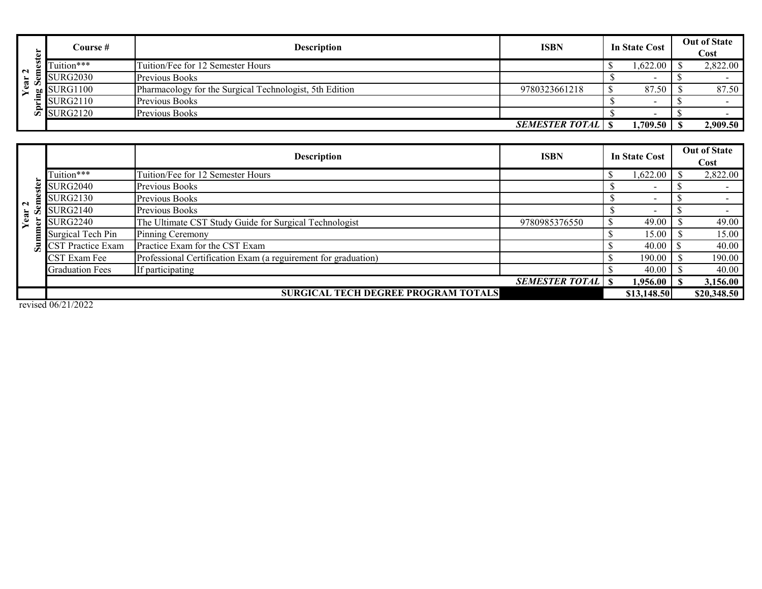| | Course # | Description | ISBN | In State Cost | Out of State Cost |
|---|---|---|---|---|---|
| Year 2 Spring Semester | Tuition*** | Tuition/Fee for 12 Semester Hours | | $ 1,622.00 | $ 2,822.00 |
| | SURG2030 | Previous Books | | $ - | $ - |
| | SURG1100 | Pharmacology for the Surgical Technologist, 5th Edition | 9780323661218 | $ 87.50 | $ 87.50 |
| | SURG2110 | Previous Books | | $ - | $ - |
| | SURG2120 | Previous Books | | $ - | $ - |
| | | | ***SEMESTER TOTAL*** | **$ 1,709.50** | **$ 2,909.50** |

| | | Description | ISBN | In State Cost | Out of State Cost |
|---|---|---|---|---|---|
| Year 2 Summer Semester | Tuition*** | Tuition/Fee for 12 Semester Hours | | $ 1,622.00 | $ 2,822.00 |
| | SURG2040 | Previous Books | | $ - | $ - |
| | SURG2130 | Previous Books | | $ - | $ - |
| | SURG2140 | Previous Books | | $ - | $ - |
| | SURG2240 | The Ultimate CST Study Guide for Surgical Technologist | 9780985376550 | $ 49.00 | $ 49.00 |
| | Surgical Tech Pin | Pinning Ceremony | | $ 15.00 | $ 15.00 |
| | CST Practice Exam | Practice Exam for the CST Exam | | $ 40.00 | $ 40.00 |
| | CST Exam Fee | Professional Certification Exam (a reguirement for graduation) | | $ 190.00 | $ 190.00 |
| | Graduation Fees | If participating | | $ 40.00 | $ 40.00 |
| | | | ***SEMESTER TOTAL*** | **$ 1,956.00** | **$ 3,156.00** |
| | | **SURGICAL TECH DEGREE PROGRAM TOTALS** | | **$13,148.50** | **$20,348.50** |

revised 06/21/2022